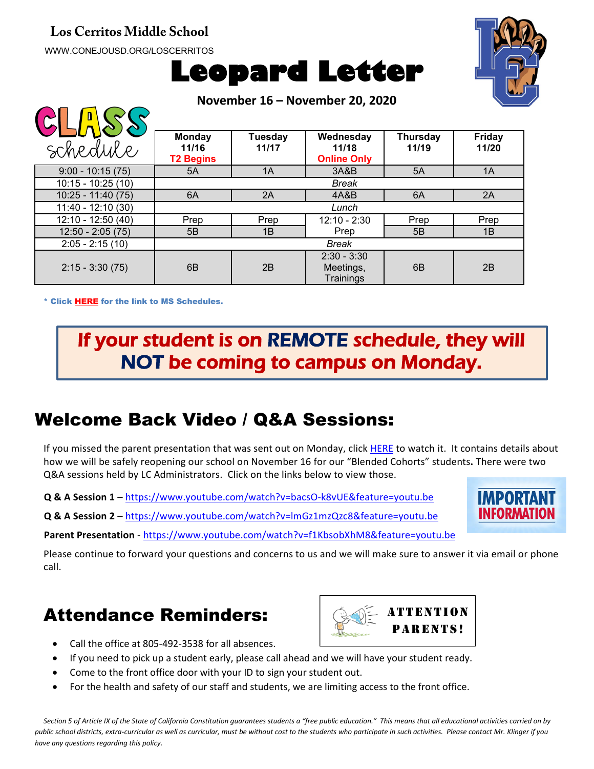**Los Cerritos Middle School**

WWW.CONEJOUSD.ORG/LOSCERRITOS

# Leopard Letter

**November 16 – November 20, 2020**

## CLASS schedule

| | Monday 11/16 T2 Begins | Tuesday 11/17 | Wednesday 11/18 Online Only | Thursday 11/19 | Friday 11/20 |
|---|---|---|---|---|---|
| 9:00 - 10:15 (75) | 5A | 1A | 3A&B | 5A | 1A |
| 10:15 - 10:25 (10) | *Break* | | | | |
| 10:25 - 11:40 (75) | 6A | 2A | 4A&B | 6A | 2A |
| 11:40 - 12:10 (30) | *Lunch* | | | | |
| 12:10 - 12:50 (40) | Prep | Prep | 12:10 - 2:30 Prep | Prep | Prep |
| 12:50 - 2:05 (75) | 5B | 1B | | 5B | 1B |
| 2:05 - 2:15 (10) | *Break* | | | | |
| 2:15 - 3:30 (75) | 6B | 2B | 2:30 - 3:30 Meetings, Trainings | 6B | 2B |

**\* Click HERE for the link to MS Schedules.**

**If your student is on REMOTE schedule, they will NOT be coming to campus on Monday.**

## Welcome Back Video / Q&A Sessions:

If you missed the parent presentation that was sent out on Monday, click HERE to watch it. It contains details about how we will be safely reopening our school on November 16 for our "Blended Cohorts" students**.** There were two Q&A sessions held by LC Administrators. Click on the links below to view those.

**Q & A Session 1** – https://www.youtube.com/watch?v=bacsO-k8vUE&feature=youtu.be

**Q & A Session 2** – https://www.youtube.com/watch?v=lmGz1mzQzc8&feature=youtu.be

**Parent Presentation** - https://www.youtube.com/watch?v=f1KbsobXhM8&feature=youtu.be

IMPORTANT INFORMATION

Please continue to forward your questions and concerns to us and we will make sure to answer it via email or phone call.

## Attendance Reminders:

ATTENTION PARENTS!

- Call the office at 805-492-3538 for all absences.
- If you need to pick up a student early, please call ahead and we will have your student ready.
- Come to the front office door with your ID to sign your student out.
- For the health and safety of our staff and students, we are limiting access to the front office.

*Section 5 of Article IX of the State of California Constitution guarantees students a "free public education." This means that all educational activities carried on by public school districts, extra-curricular as well as curricular, must be without cost to the students who participate in such activities. Please contact Mr. Klinger if you have any questions regarding this policy.*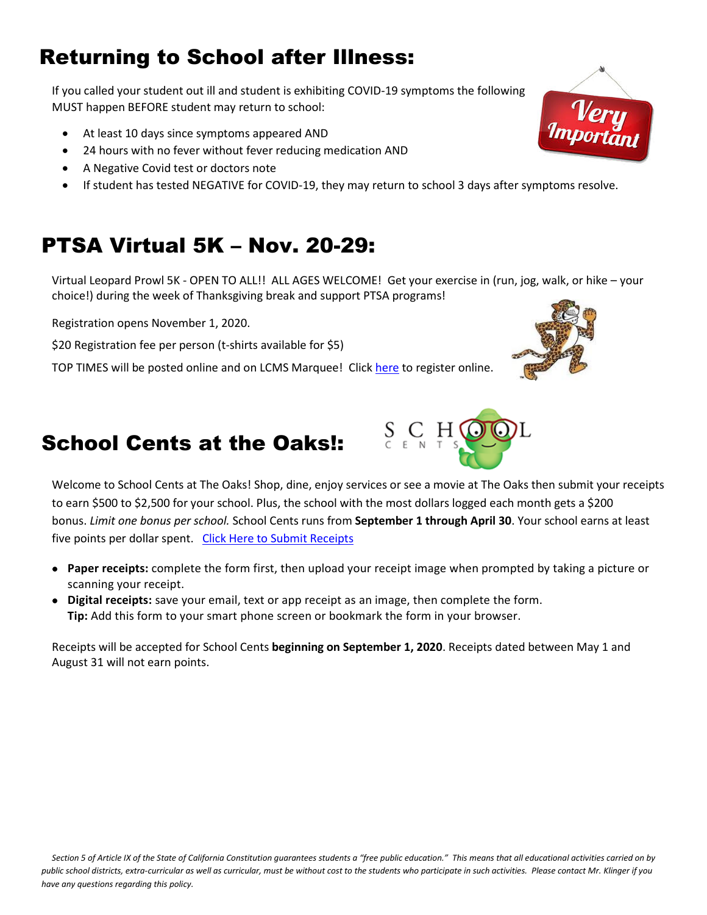# Returning to School after Illness:

If you called your student out ill and student is exhibiting COVID-19 symptoms the following MUST happen BEFORE student may return to school:

- At least 10 days since symptoms appeared AND
- 24 hours with no fever without fever reducing medication AND
- A Negative Covid test or doctors note
- If student has tested NEGATIVE for COVID-19, they may return to school 3 days after symptoms resolve.

# PTSA Virtual 5K – Nov. 20-29:

Virtual Leopard Prowl 5K - OPEN TO ALL!! ALL AGES WELCOME! Get your exercise in (run, jog, walk, or hike – your choice!) during the week of Thanksgiving break and support PTSA programs!

Registration opens November 1, 2020.

$20 Registration fee per person (t-shirts available for $5)

TOP TIMES will be posted online and on LCMS Marquee! Click here to register online.

# School Cents at the Oaks!:

Welcome to School Cents at The Oaks! Shop, dine, enjoy services or see a movie at The Oaks then submit your receipts to earn $500 to $2,500 for your school. Plus, the school with the most dollars logged each month gets a $200 bonus. *Limit one bonus per school.* School Cents runs from **September 1 through April 30**. Your school earns at least five points per dollar spent. Click Here to Submit Receipts

- **Paper receipts:** complete the form first, then upload your receipt image when prompted by taking a picture or scanning your receipt.
- **Digital receipts:** save your email, text or app receipt as an image, then complete the form.
  **Tip:** Add this form to your smart phone screen or bookmark the form in your browser.

Receipts will be accepted for School Cents **beginning on September 1, 2020**. Receipts dated between May 1 and August 31 will not earn points.

*Section 5 of Article IX of the State of California Constitution guarantees students a "free public education." This means that all educational activities carried on by public school districts, extra-curricular as well as curricular, must be without cost to the students who participate in such activities. Please contact Mr. Klinger if you have any questions regarding this policy.*